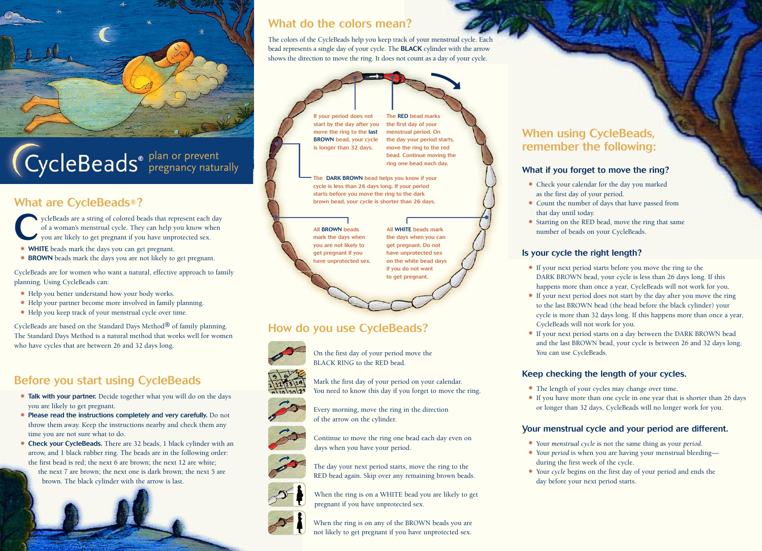# CycleBeads®

plan or prevent pregnancy naturally

## What are CycleBeads®?

CycleBeads are a string of colored beads that represent each day of a woman's menstrual cycle. They can help you know when you are likely to get pregnant if you have unprotected sex.

- **WHITE** beads mark the days you can get pregnant.
- **BROWN** beads mark the days you are not likely to get pregnant.

CycleBeads are for women who want a natural, effective approach to family planning. Using CycleBeads can:

- Help you better understand how your body works.
- Help your partner become more involved in family planning.
- Help you keep track of your menstrual cycle over time.

CycleBeads are based on the Standard Days Method® of family planning. The Standard Days Method is a natural method that works well for women who have cycles that are between 26 and 32 days long.

## Before you start using CycleBeads

- **Talk with your partner.** Decide together what you will do on the days you are likely to get pregnant.
- **Please read the instructions completely and very carefully.** Do not throw them away. Keep the instructions nearby and check them any time you are not sure what to do.
- **Check your CycleBeads.** There are 32 beads, 1 black cylinder with an arrow, and 1 black rubber ring. The beads are in the following order: the first bead is red; the next 6 are brown; the next 12 are white; the next 7 are brown; the next one is dark brown; the next 5 are brown. The black cylinder with the arrow is last.

## What do the colors mean?

The colors of the CycleBeads help you keep track of your menstrual cycle. Each bead represents a single day of your cycle. The **BLACK** cylinder with the arrow shows the direction to move the ring. It does not count as a day of your cycle.

If your period does not start by the day after you move the ring to the **last BROWN** bead, your cycle is longer than 32 days.

The **RED** bead marks the first day of your menstrual period. On the day your period starts, move the ring to the red bead. Continue moving the ring one bead each day.

The **DARK BROWN** bead helps you know if your cycle is less than 26 days long. If your period starts before you move the ring to the dark brown bead, your cycle is shorter than 26 days.

All **BROWN** beads mark the days when you are not likely to get pregnant if you have unprotected sex.

All **WHITE** beads mark the days when you can get pregnant. Do not have unprotected sex on the white bead days if you do not want to get pregnant.

## How do you use CycleBeads?

- On the first day of your period move the BLACK RING to the RED bead.
- Mark the first day of your period on your calendar. You need to know this day if you forget to move the ring.
- Every morning, move the ring in the direction of the arrow on the cylinder.
- Continue to move the ring one bead each day even on days when you have your period.
- The day your next period starts, move the ring to the RED bead again. Skip over any remaining brown beads.
- When the ring is on a WHITE bead you are likely to get pregnant if you have unprotected sex.
- When the ring is on any of the BROWN beads you are not likely to get pregnant if you have unprotected sex.

## When using CycleBeads, remember the following:

### What if you forget to move the ring?

- Check your calendar for the day you marked as the first day of your period.
- Count the number of days that have passed from that day until today.
- Starting on the RED bead, move the ring that same number of beads on your CycleBeads.

### Is your cycle the right length?

- If your next period starts before you move the ring to the DARK BROWN bead, your cycle is less than 26 days long. If this happens more than once a year, CycleBeads will not work for you.
- If your next period does not start by the day after you move the ring to the last BROWN bead (the bead before the black cylinder) your cycle is more than 32 days long. If this happens more than once a year, CycleBeads will not work for you.
- If your next period starts on a day between the DARK BROWN bead and the last BROWN bead, your cycle is between 26 and 32 days long. You can use CycleBeads.

### Keep checking the length of your cycles.

- The length of your cycles may change over time.
- If you have more than one cycle in one year that is shorter than 26 days or longer than 32 days, CycleBeads will no longer work for you.

### Your menstrual cycle and your period are different.

- Your *menstrual cycle* is not the same thing as your *period*.
- Your *period* is when you are having your menstrual bleeding—during the first week of the cycle.
- Your *cycle* begins on the first day of your period and ends the day before your next period starts.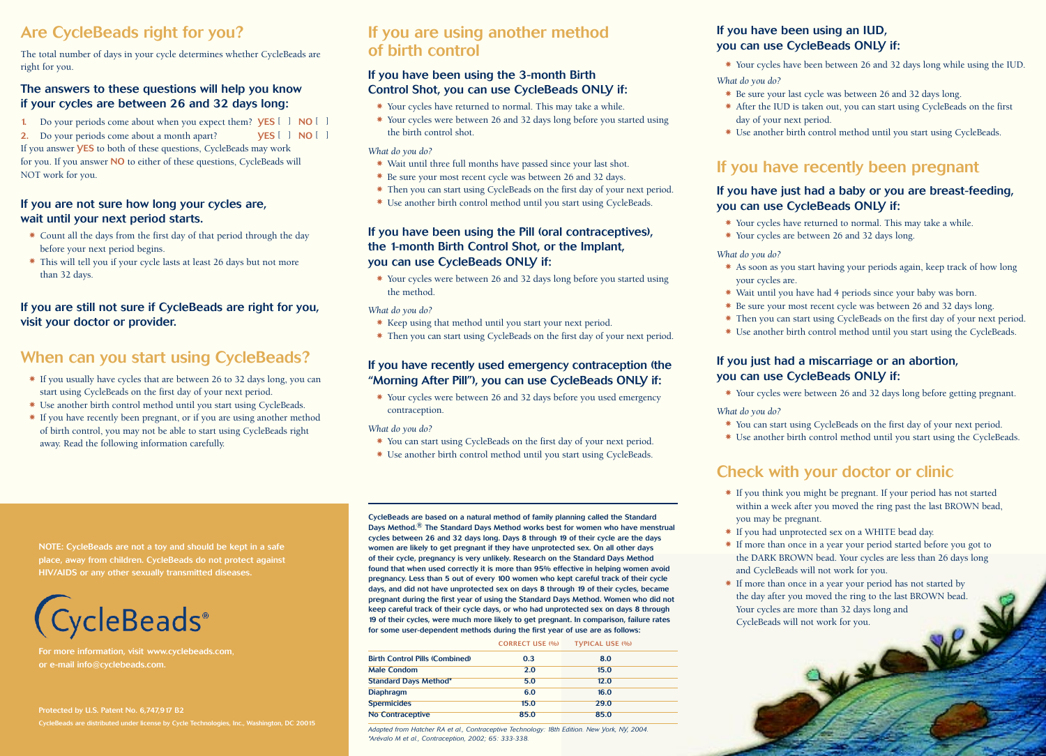## Are CycleBeads right for you?

The total number of days in your cycle determines whether CycleBeads are right for you.

### The answers to these questions will help you know if your cycles are between 26 and 32 days long:

1. Do your periods come about when you expect them? **YES** [ ] **NO** [ ]
2. Do your periods come about a month apart? **YES** [ ] **NO** [ ]

If you answer **YES** to both of these questions, CycleBeads may work for you. If you answer **NO** to either of these questions, CycleBeads will NOT work for you.

### If you are not sure how long your cycles are, wait until your next period starts.

* Count all the days from the first day of that period through the day before your next period begins.
* This will tell you if your cycle lasts at least 26 days but not more than 32 days.

### If you are still not sure if CycleBeads are right for you, visit your doctor or provider.

## When can you start using CycleBeads?

* If you usually have cycles that are between 26 to 32 days long, you can start using CycleBeads on the first day of your next period.
* Use another birth control method until you start using CycleBeads.
* If you have recently been pregnant, or if you are using another method of birth control, you may not be able to start using CycleBeads right away. Read the following information carefully.

## If you are using another method of birth control

### If you have been using the 3-month Birth Control Shot, you can use CycleBeads ONLY if:

* Your cycles have returned to normal. This may take a while.
* Your cycles were between 26 and 32 days long before you started using the birth control shot.

*What do you do?*

* Wait until three full months have passed since your last shot.
* Be sure your most recent cycle was between 26 and 32 days.
* Then you can start using CycleBeads on the first day of your next period.
* Use another birth control method until you start using CycleBeads.

### If you have been using the Pill (oral contraceptives), the 1-month Birth Control Shot, or the Implant, you can use CycleBeads ONLY if:

* Your cycles were between 26 and 32 days long before you started using the method.

*What do you do?*

* Keep using that method until you start your next period.
* Then you can start using CycleBeads on the first day of your next period.

### If you have recently used emergency contraception (the "Morning After Pill"), you can use CycleBeads ONLY if:

* Your cycles were between 26 and 32 days before you used emergency contraception.

*What do you do?*

* You can start using CycleBeads on the first day of your next period.
* Use another birth control method until you start using CycleBeads.

### If you have been using an IUD, you can use CycleBeads ONLY if:

* Your cycles have been between 26 and 32 days long while using the IUD.

*What do you do?*

* Be sure your last cycle was between 26 and 32 days long.
* After the IUD is taken out, you can start using CycleBeads on the first day of your next period.
* Use another birth control method until you start using CycleBeads.

## If you have recently been pregnant

### If you have just had a baby or you are breast-feeding, you can use CycleBeads ONLY if:

* Your cycles have returned to normal. This may take a while.
* Your cycles are between 26 and 32 days long.

*What do you do?*

* As soon as you start having your periods again, keep track of how long your cycles are.
* Wait until you have had 4 periods since your baby was born.
* Be sure your most recent cycle was between 26 and 32 days long.
* Then you can start using CycleBeads on the first day of your next period.
* Use another birth control method until you start using the CycleBeads.

### If you just had a miscarriage or an abortion, you can use CycleBeads ONLY if:

* Your cycles were between 26 and 32 days long before getting pregnant.

*What do you do?*

* You can start using CycleBeads on the first day of your next period.
* Use another birth control method until you start using the CycleBeads.

## Check with your doctor or clinic

* If you think you might be pregnant. If your period has not started within a week after you moved the ring past the last BROWN bead, you may be pregnant.
* If you had unprotected sex on a WHITE bead day.
* If more than once in a year your period started before you got to the DARK BROWN bead. Your cycles are less than 26 days long and CycleBeads will not work for you.
* If more than once in a year your period has not started by the day after you moved the ring to the last BROWN bead. Your cycles are more than 32 days long and CycleBeads will not work for you.

NOTE: CycleBeads are not a toy and should be kept in a safe place, away from children. CycleBeads do not protect against HIV/AIDS or any other sexually transmitted diseases.

CycleBeads®

For more information, visit www.cyclebeads.com, or e-mail info@cyclebeads.com.

Protected by U.S. Patent No. 6,747,917 B2

CycleBeads are distributed under license by Cycle Technologies, Inc., Washington, DC 20015

**CycleBeads are based on a natural method of family planning called the Standard Days Method.® The Standard Days Method works best for women who have menstrual cycles between 26 and 32 days long. Days 8 through 19 of their cycle are the days women are likely to get pregnant if they have unprotected sex. On all other days of their cycle, pregnancy is very unlikely. Research on the Standard Days Method found that when used correctly it is more than 95% effective in helping women avoid pregnancy. Less than 5 out of every 100 women who kept careful track of their cycle days, and did not have unprotected sex on days 8 through 19 of their cycles, became pregnant during the first year of using the Standard Days Method. Women who did not keep careful track of their cycle days, or who had unprotected sex on days 8 through 19 of their cycles, were much more likely to get pregnant. In comparison, failure rates for some user-dependent methods during the first year of use are as follows:**

| | CORRECT USE (%) | TYPICAL USE (%) |
|---|---|---|
| Birth Control Pills (Combined) | 0.3 | 8.0 |
| Male Condom | 2.0 | 15.0 |
| Standard Days Method* | 5.0 | 12.0 |
| Diaphragm | 6.0 | 16.0 |
| Spermicides | 15.0 | 29.0 |
| No Contraceptive | 85.0 | 85.0 |

*Adapted from Hatcher RA et al., Contraceptive Technology: 18th Edition. New York, NY, 2004.*
*\*Arévalo M et al., Contraception, 2002; 65: 333-338.*